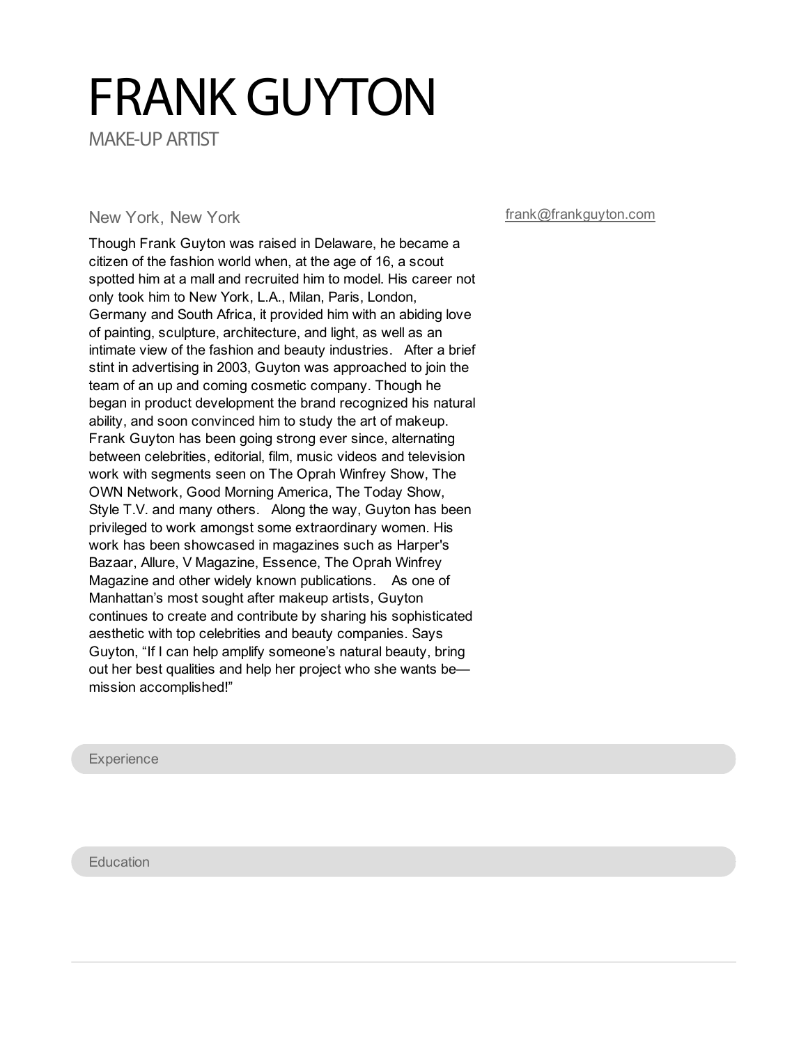# FRANK GUYTON

MAKE-UP ARTIST

New York, New York

frank@frankguyton.com

Though Frank Guyton was raised in Delaware, he became a citizen of the fashion world when, at the age of 16, a scout spotted him at a mall and recruited him to model. His career not only took him to New York, L.A., Milan, Paris, London, Germany and South Africa, it provided him with an abiding love of painting, sculpture, architecture, and light, as well as an intimate view of the fashion and beauty industries. After a brief stint in advertising in 2003, Guyton was approached to join the team of an up and coming cosmetic company. Though he began in product development the brand recognized his natural ability, and soon convinced him to study the art of makeup. Frank Guyton has been going strong ever since, alternating between celebrities, editorial, film, music videos and television work with segments seen on The Oprah Winfrey Show, The OWN Network, Good Morning America, The Today Show, Style T.V. and many others. Along the way, Guyton has been privileged to work amongst some extraordinary women. His work has been showcased in magazines such as Harper's Bazaar, Allure, V Magazine, Essence, The Oprah Winfrey Magazine and other widely known publications. As one of Manhattan's most sought after makeup artists, Guyton continues to create and contribute by sharing his sophisticated aesthetic with top celebrities and beauty companies. Says Guyton, "If I can help amplify someone's natural beauty, bring out her best qualities and help her project who she wants be—mission accomplished!"

## Experience

## Education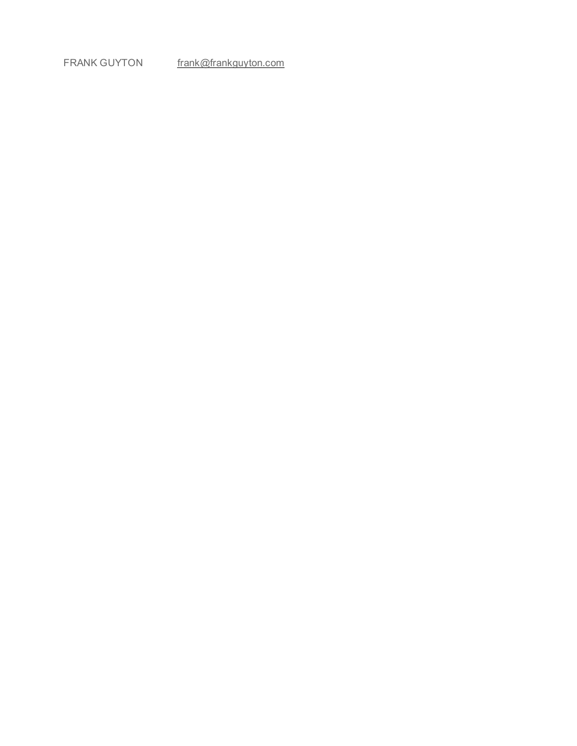FRANK GUYTON frank@frankguyton.com